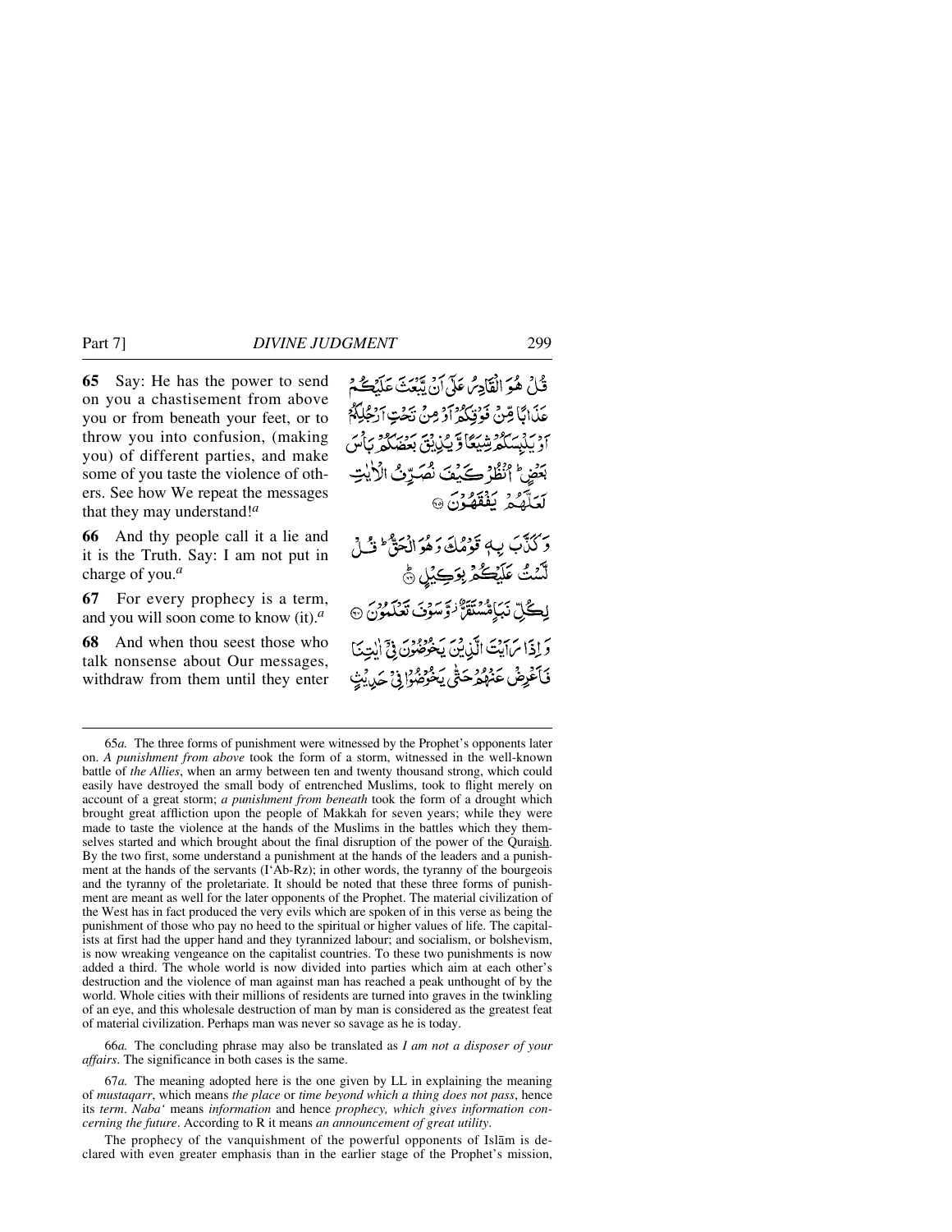**65** Say: He has the power to send on you a chastisement from above you or from beneath your feet, or to throw you into confusion, (making you) of different parties, and make some of you taste the violence of others. See how We repeat the messages that they may understand![a]

قُلْ هُوَ الْقَادِرُ عَلَىٰٓ اَنْ يَّبْعَثَ عَلَيْكُمْ عَذَابًا مِّنْ فَوْقِكُمْ اَوْ مِنْ تَحْتِ اَرْجُلِكُمْ اَوْ يَلْبِسَكُمْ شِيَعًا وَّ يُذِيْقَ بَعْضَكُمْ بَاْسَ بَعْضٍ ؕ اُنْظُرْ كَيْفَ نُصَرِّفُ الْاٰيٰتِ لَعَلَّهُمْ يَفْقَهُوْنَ ۝

**66** And thy people call it a lie and it is the Truth. Say: I am not put in charge of you.[a]

وَ كَذَّبَ بِهٖ قَوْمُكَ وَ هُوَ الْحَقُّ ؕ قُلْ لَّسْتُ عَلَيْكُمْ بِوَكِيْلٍ ۝ؕ

**67** For every prophecy is a term, and you will soon come to know (it).[a]

لِكُلِّ نَبَاٍ مُّسْتَقَرٌّ ۫ وَّ سَوْفَ تَعْلَمُوْنَ ۝

**68** And when thou seest those who talk nonsense about Our messages, withdraw from them until they enter

وَ اِذَا رَاَيْتَ الَّذِيْنَ يَخُوْضُوْنَ فِيْٓ اٰيٰتِنَا فَاَعْرِضْ عَنْهُمْ حَتّٰى يَخُوْضُوْا فِيْ حَدِيْثٍ

---

65*a.* The three forms of punishment were witnessed by the Prophet's opponents later on. *A punishment from above* took the form of a storm, witnessed in the well-known battle of *the Allies*, when an army between ten and twenty thousand strong, which could easily have destroyed the small body of entrenched Muslims, took to flight merely on account of a great storm; *a punishment from beneath* took the form of a drought which brought great affliction upon the people of Makkah for seven years; while they were made to taste the violence at the hands of the Muslims in the battles which they themselves started and which brought about the final disruption of the power of the Quraish. By the two first, some understand a punishment at the hands of the leaders and a punishment at the hands of the servants (I'Ab-Rz); in other words, the tyranny of the bourgeois and the tyranny of the proletariate. It should be noted that these three forms of punishment are meant as well for the later opponents of the Prophet. The material civilization of the West has in fact produced the very evils which are spoken of in this verse as being the punishment of those who pay no heed to the spiritual or higher values of life. The capitalists at first had the upper hand and they tyrannized labour; and socialism, or bolshevism, is now wreaking vengeance on the capitalist countries. To these two punishments is now added a third. The whole world is now divided into parties which aim at each other's destruction and the violence of man against man has reached a peak unthought of by the world. Whole cities with their millions of residents are turned into graves in the twinkling of an eye, and this wholesale destruction of man by man is considered as the greatest feat of material civilization. Perhaps man was never so savage as he is today.

66*a.* The concluding phrase may also be translated as *I am not a disposer of your affairs*. The significance in both cases is the same.

67*a.* The meaning adopted here is the one given by LL in explaining the meaning of *mustaqarr*, which means *the place* or *time beyond which a thing does not pass*, hence its *term*. *Naba'* means *information* and hence *prophecy, which gives information concerning the future*. According to R it means *an announcement of great utility*.

The prophecy of the vanquishment of the powerful opponents of Islām is declared with even greater emphasis than in the earlier stage of the Prophet's mission,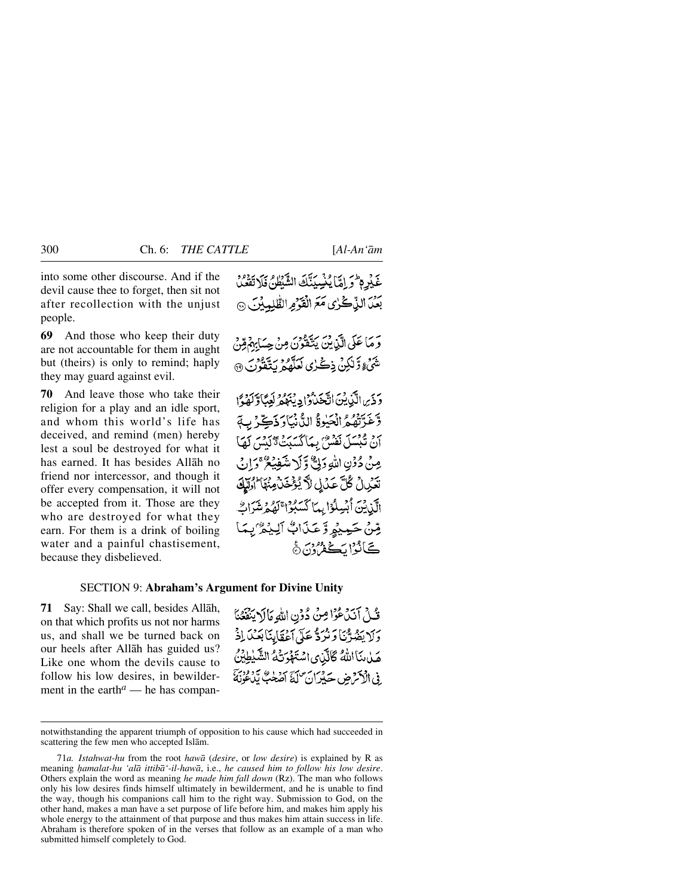into some other discourse. And if the devil cause thee to forget, then sit not after recollection with the unjust people.

غَيْرِهٖ ۭ وَ اِمَّا يُنْسِيَنَّكَ الشَّيْطٰنُ فَلَا تَقْعُدْ بَعْدَ الذِّكْرٰى مَعَ الْقَوْمِ الظّٰلِمِيْنَ ۞

**69** And those who keep their duty are not accountable for them in aught but (theirs) is only to remind; haply they may guard against evil.

وَ مَا عَلَى الَّذِيْنَ يَتَّقُوْنَ مِنْ حِسَابِهِمْ مِّنْ شَيْءٍ وَّ لٰكِنْ ذِكْرٰى لَعَلَّهُمْ يَتَّقُوْنَ ۞

**70** And leave those who take their religion for a play and an idle sport, and whom this world's life has deceived, and remind (men) hereby lest a soul be destroyed for what it has earned. It has besides Allāh no friend nor intercessor, and though it offer every compensation, it will not be accepted from it. Those are they who are destroyed for what they earn. For them is a drink of boiling water and a painful chastisement, because they disbelieved.

وَ ذَرِ الَّذِيْنَ اتَّخَذُوْا دِيْنَهُمْ لَعِبًا وَّ لَهْوًا وَّ غَرَّتْهُمُ الْحَيٰوةُ الدُّنْيَا وَ ذَكِّرْ بِهٖٓ اَنْ تُبْسَلَ نَفْسٌۢ بِمَا كَسَبَتْ ۖ لَيْسَ لَهَا مِنْ دُوْنِ اللّٰهِ وَلِيٌّ وَّ لَا شَفِيْعٌ ۚ وَ اِنْ تَعْدِلْ كُلَّ عَدْلٍ لَّا يُؤْخَذْ مِنْهَا ۭ اُولٰٓئِكَ الَّذِيْنَ اُبْسِلُوْا بِمَا كَسَبُوْا ۚ لَهُمْ شَرَابٌ مِّنْ حَمِيْمٍ وَّ عَذَابٌ اَلِيْمٌۢ بِمَا كَانُوْا يَكْفُرُوْنَ ۞

## SECTION 9: **Abraham's Argument for Divine Unity**

**71** Say: Shall we call, besides Allāh, on that which profits us not nor harms us, and shall we be turned back on our heels after Allāh has guided us? Like one whom the devils cause to follow his low desires, in bewilderment in the earth[a] — he has compan-

قُلْ اَنَدْعُوْا مِنْ دُوْنِ اللّٰهِ مَا لَا يَنْفَعُنَا وَ لَا يَضُرُّنَا وَ نُرَدُّ عَلٰٓى اَعْقَابِنَا بَعْدَ اِذْ هَدٰىنَا اللّٰهُ كَالَّذِى اسْتَهْوَتْهُ الشَّيٰطِيْنُ فِى الْاَرْضِ حَيْرَانَ ۠ لَهٗٓ اَصْحٰبٌ يَّدْعُوْنَهٗٓ

---

notwithstanding the apparent triumph of opposition to his cause which had succeeded in scattering the few men who accepted Islām.

71*a*. *Istahwat-hu* from the root *hawā* (*desire*, or *low desire*) is explained by R as meaning *ḥamalat-hu 'alā ittibā'-il-hawā*, i.e., *he caused him to follow his low desire*. Others explain the word as meaning *he made him fall down* (Rz). The man who follows only his low desires finds himself ultimately in bewilderment, and he is unable to find the way, though his companions call him to the right way. Submission to God, on the other hand, makes a man have a set purpose of life before him, and makes him apply his whole energy to the attainment of that purpose and thus makes him attain success in life. Abraham is therefore spoken of in the verses that follow as an example of a man who submitted himself completely to God.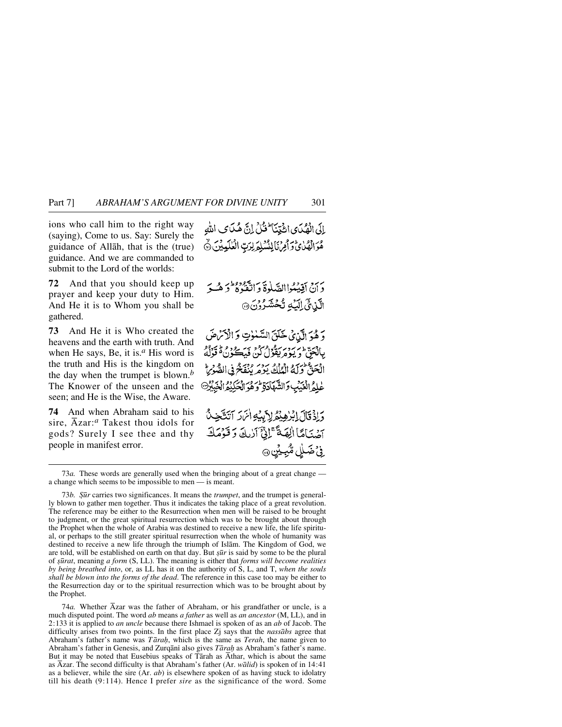ions who call him to the right way (saying), Come to us. Say: Surely the guidance of Allāh, that is the (true) guidance. And we are commanded to submit to the Lord of the worlds:

إِلَى الْهُدَى ائْتِنَا ۗ قُلْ إِنَّ هُدَى اللَّهِ هُوَ الْهُدَىٰ ۖ وَأُمِرْنَا لِنُسْلِمَ لِرَبِّ الْعَالَمِينَ ﴿٧١﴾

**72** And that you should keep up prayer and keep your duty to Him. And He it is to Whom you shall be gathered.

وَأَنْ أَقِيمُوا الصَّلَاةَ وَاتَّقُوهُ ۚ وَهُوَ الَّذِي إِلَيْهِ تُحْشَرُونَ ﴿٧٢﴾

**73** And He it is Who created the heavens and the earth with truth. And when He says, Be, it is.[a] His word is the truth and His is the kingdom on the day when the trumpet is blown.[b] The Knower of the unseen and the seen; and He is the Wise, the Aware.

وَهُوَ الَّذِي خَلَقَ السَّمَاوَاتِ وَالْأَرْضَ بِالْحَقِّ ۖ وَيَوْمَ يَقُولُ كُن فَيَكُونُ ۚ قَوْلُهُ الْحَقُّ ۚ وَلَهُ الْمُلْكُ يَوْمَ يُنفَخُ فِي الصُّورِ ۚ عَالِمُ الْغَيْبِ وَالشَّهَادَةِ ۚ وَهُوَ الْحَكِيمُ الْخَبِيرُ ﴿٧٣﴾

**74** And when Abraham said to his sire, Āzar:[a] Takest thou idols for gods? Surely I see thee and thy people in manifest error.

وَإِذْ قَالَ إِبْرَاهِيمُ لِأَبِيهِ آزَرَ أَتَتَّخِذُ أَصْنَامًا آلِهَةً ۖ إِنِّي أَرَاكَ وَقَوْمَكَ فِي ضَلَالٍ مُّبِينٍ ﴿٧٤﴾

---

73*a.* These words are generally used when the bringing about of a great change — a change which seems to be impossible to men — is meant.

73*b.* *Ṣūr* carries two significances. It means the *trumpet*, and the trumpet is generally blown to gather men together. Thus it indicates the taking place of a great revolution. The reference may be either to the Resurrection when men will be raised to be brought to judgment, or the great spiritual resurrection which was to be brought about through the Prophet when the whole of Arabia was destined to receive a new life, the life spiritual, or perhaps to the still greater spiritual resurrection when the whole of humanity was destined to receive a new life through the triumph of Islām. The Kingdom of God, we are told, will be established on earth on that day. But *ṣūr* is said by some to be the plural of *ṣūrat*, meaning *a form* (S, LL). The meaning is either that *forms will become realities by being breathed into*, or, as LL has it on the authority of S, L, and T, *when the souls shall be blown into the forms of the dead*. The reference in this case too may be either to the Resurrection day or to the spiritual resurrection which was to be brought about by the Prophet.

74*a.* Whether Āzar was the father of Abraham, or his grandfather or uncle, is a much disputed point. The word *ab* means *a father* as well as *an ancestor* (M, LL), and in 2:133 it is applied to *an uncle* because there Ishmael is spoken of as an *ab* of Jacob. The difficulty arises from two points. In the first place Zj says that the *nassābs* agree that Abraham's father's name was *Tāraḥ*, which is the same as *Terah*, the name given to Abraham's father in Genesis, and Zurqānī also gives *Tāraḥ* as Abraham's father's name. But it may be noted that Eusebius speaks of Tārah as Āthar, which is about the same as Āzar. The second difficulty is that Abraham's father (Ar. *wālid*) is spoken of in 14:41 as a believer, while the sire (Ar. *ab*) is elsewhere spoken of as having stuck to idolatry till his death (9:114). Hence I prefer *sire* as the significance of the word. Some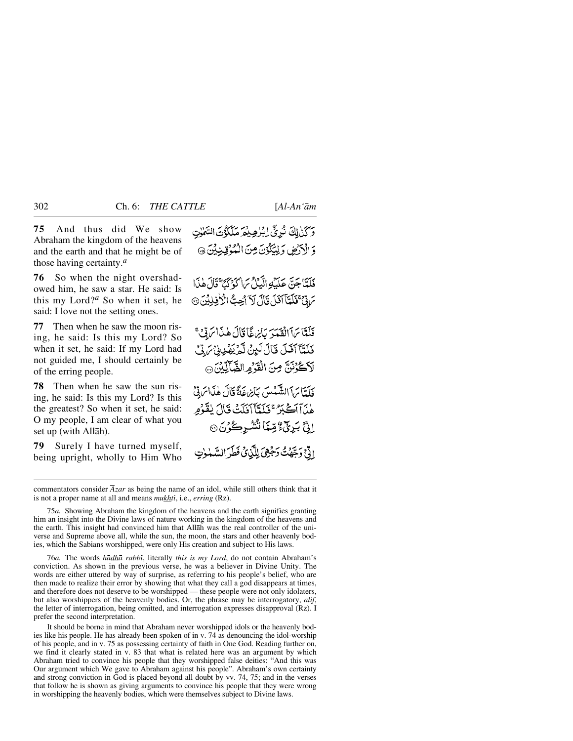**75** And thus did We show Abraham the kingdom of the heavens and the earth and that he might be of those having certainty.[a]

وَ كَذٰلِكَ نُرِيْۤ اِبْرٰهِيْمَ مَلَكُوْتَ السَّمٰوٰتِ وَ الْاَرْضِ وَ لِيَكُوْنَ مِنَ الْمُوْقِنِيْنَ ۝

**76** So when the night overshadowed him, he saw a star. He said: Is this my Lord?[a] So when it set, he said: I love not the setting ones.

فَلَمَّا جَنَّ عَلَيْهِ الَّيْلُ رَاٰ كَوْكَبًا ۚ قَالَ هٰذَا رَبِّيْ ۚ فَلَمَّاۤ اَفَلَ قَالَ لَاۤ اُحِبُّ الْاٰفِلِيْنَ ۝

**77** Then when he saw the moon rising, he said: Is this my Lord? So when it set, he said: If my Lord had not guided me, I should certainly be of the erring people.

فَلَمَّا رَاَ الْقَمَرَ بَازِغًا قَالَ هٰذَا رَبِّيْ ۚ فَلَمَّاۤ اَفَلَ قَالَ لَئِنْ لَّمْ يَهْدِنِيْ رَبِّيْ لَاَكُوْنَنَّ مِنَ الْقَوْمِ الضَّآلِّيْنَ ۝

**78** Then when he saw the sun rising, he said: Is this my Lord? Is this the greatest? So when it set, he said: O my people, I am clear of what you set up (with Allāh).

فَلَمَّا رَاَ الشَّمْسَ بَازِغَةً قَالَ هٰذَا رَبِّيْ هٰذَاۤ اَكْبَرُ ۚ فَلَمَّاۤ اَفَلَتْ قَالَ يٰقَوْمِ اِنِّيْ بَرِيْٓءٌ مِّمَّا تُشْرِكُوْنَ ۝

**79** Surely I have turned myself, being upright, wholly to Him Who

اِنِّيْ وَجَّهْتُ وَجْهِيَ لِلَّذِيْ فَطَرَ السَّمٰوٰتِ

---

commentators consider *Āzar* as being the name of an idol, while still others think that it is not a proper name at all and means *mukhṭī*, i.e., *erring* (Rz).

75*a.* Showing Abraham the kingdom of the heavens and the earth signifies granting him an insight into the Divine laws of nature working in the kingdom of the heavens and the earth. This insight had convinced him that Allāh was the real controller of the universe and Supreme above all, while the sun, the moon, the stars and other heavenly bodies, which the Sabians worshipped, were only His creation and subject to His laws.

76*a.* The words *hādhā rabbī*, literally *this is my Lord*, do not contain Abraham's conviction. As shown in the previous verse, he was a believer in Divine Unity. The words are either uttered by way of surprise, as referring to his people's belief, who are then made to realize their error by showing that what they call a god disappears at times, and therefore does not deserve to be worshipped — these people were not only idolaters, but also worshippers of the heavenly bodies. Or, the phrase may be interrogatory, *alif*, the letter of interrogation, being omitted, and interrogation expresses disapproval (Rz). I prefer the second interpretation.

It should be borne in mind that Abraham never worshipped idols or the heavenly bodies like his people. He has already been spoken of in v. 74 as denouncing the idol-worship of his people, and in v. 75 as possessing certainty of faith in One God. Reading further on, we find it clearly stated in v. 83 that what is related here was an argument by which Abraham tried to convince his people that they worshipped false deities: "And this was Our argument which We gave to Abraham against his people". Abraham's own certainty and strong conviction in God is placed beyond all doubt by vv. 74, 75; and in the verses that follow he is shown as giving arguments to convince his people that they were wrong in worshipping the heavenly bodies, which were themselves subject to Divine laws.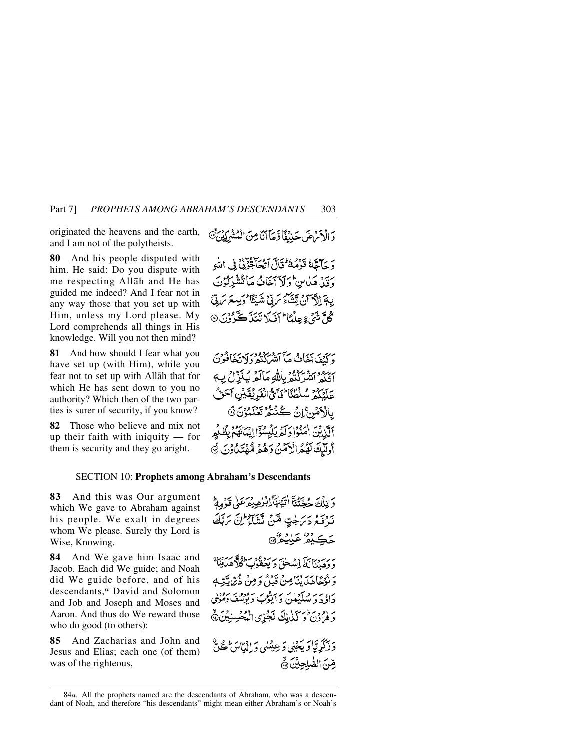originated the heavens and the earth, and I am not of the polytheists.

وَالْأَرْضَ حَنِيفًا وَّمَآ أَنَا مِنَ الْمُشْرِكِينَ ﴿٧٩﴾

**80** And his people disputed with him. He said: Do you dispute with me respecting Allāh and He has guided me indeed? And I fear not in any way those that you set up with Him, unless my Lord please. My Lord comprehends all things in His knowledge. Will you not then mind?

وَحَآجَّهُ قَوْمُهُ ۚ قَالَ أَتُحَآجُّوٓنِّى فِى اللَّهِ وَقَدْ هَدَىٰنِ ۚ وَلَآ أَخَافُ مَا تُشْرِكُونَ بِهِۦٓ إِلَّآ أَن يَشَآءَ رَبِّى شَيْـًٔا ۗ وَسِعَ رَبِّى كُلَّ شَىْءٍ عِلْمًا ۗ أَفَلَا تَتَذَكَّرُونَ ﴿٨٠﴾

**81** And how should I fear what you have set up (with Him), while you fear not to set up with Allāh that for which He has sent down to you no authority? Which then of the two parties is surer of security, if you know?

وَكَيْفَ أَخَافُ مَآ أَشْرَكْتُمْ وَلَا تَخَافُونَ أَنَّكُمْ أَشْرَكْتُم بِاللَّهِ مَا لَمْ يُنَزِّلْ بِهِۦ عَلَيْكُمْ سُلْطَٰنًا ۚ فَأَىُّ الْفَرِيقَيْنِ أَحَقُّ بِالْأَمْنِ ۖ إِن كُنتُمْ تَعْلَمُونَ ﴿٨١﴾

**82** Those who believe and mix not up their faith with iniquity — for them is security and they go aright.

الَّذِينَ ءَامَنُوا۟ وَلَمْ يَلْبِسُوٓا۟ إِيمَٰنَهُم بِظُلْمٍ أُو۟لَٰٓئِكَ لَهُمُ الْأَمْنُ وَهُم مُّهْتَدُونَ ﴿٨٢﴾

## SECTION 10: Prophets among Abraham's Descendants

**83** And this was Our argument which We gave to Abraham against his people. We exalt in degrees whom We please. Surely thy Lord is Wise, Knowing.

وَتِلْكَ حُجَّتُنَآ ءَاتَيْنَٰهَآ إِبْرَٰهِيمَ عَلَىٰ قَوْمِهِۦ ۚ نَرْفَعُ دَرَجَٰتٍ مَّن نَّشَآءُ ۗ إِنَّ رَبَّكَ حَكِيمٌ عَلِيمٌ ﴿٨٣﴾

**84** And We gave him Isaac and Jacob. Each did We guide; and Noah did We guide before, and of his descendants,[a] David and Solomon and Job and Joseph and Moses and Aaron. And thus do We reward those who do good (to others):

وَوَهَبْنَا لَهُۥٓ إِسْحَٰقَ وَيَعْقُوبَ ۚ كُلًّا هَدَيْنَا ۚ وَنُوحًا هَدَيْنَا مِن قَبْلُ ۖ وَمِن ذُرِّيَّتِهِۦ دَاوُۥدَ وَسُلَيْمَٰنَ وَأَيُّوبَ وَيُوسُفَ وَمُوسَىٰ وَهَٰرُونَ ۚ وَكَذَٰلِكَ نَجْزِى الْمُحْسِنِينَ ﴿٨٤﴾

**85** And Zacharias and John and Jesus and Elias; each one (of them) was of the righteous,

وَزَكَرِيَّا وَيَحْيَىٰ وَعِيسَىٰ وَإِلْيَاسَ ۖ كُلٌّ مِّنَ الصَّٰلِحِينَ ﴿٨٥﴾

---

84*a*. All the prophets named are the descendants of Abraham, who was a descendant of Noah, and therefore "his descendants" might mean either Abraham's or Noah's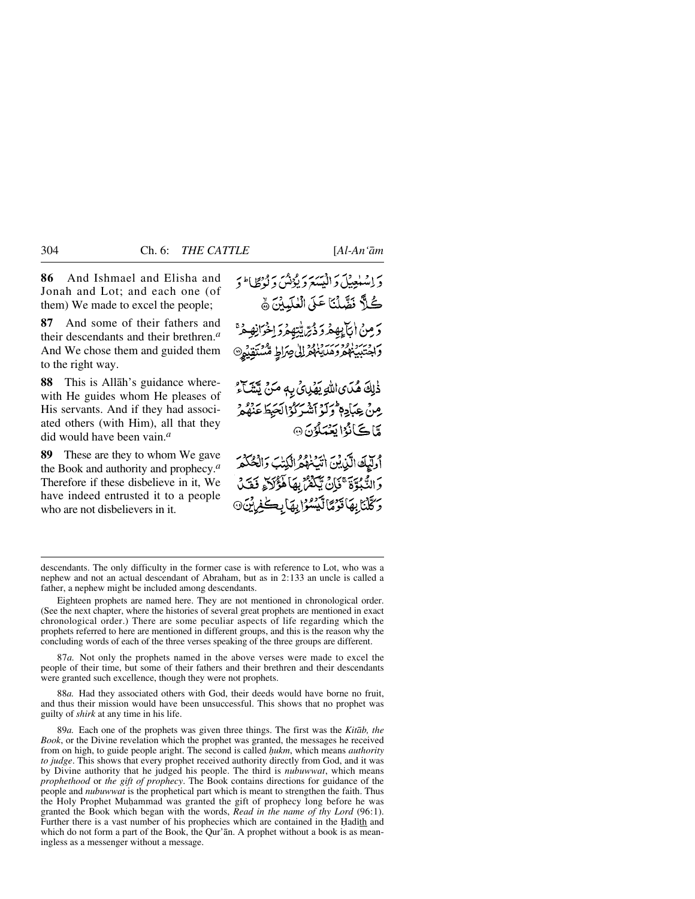**86** And Ishmael and Elisha and Jonah and Lot; and each one (of them) We made to excel the people;

وَ اِسۡمٰعِیۡلَ وَ الۡیَسَعَ وَ یُوۡنُسَ وَ لُوۡطًا ؕ وَ کُلًّا فَضَّلۡنَا عَلَی الۡعٰلَمِیۡنَ ﴿ۙ۸۶﴾

**87** And some of their fathers and their descendants and their brethren.[a] And We chose them and guided them to the right way.

وَ مِنۡ اٰبَآئِہِمۡ وَ ذُرِّیّٰتِہِمۡ وَ اِخۡوَانِہِمۡ ۚ وَ اجۡتَبَیۡنٰہُمۡ وَ ہَدَیۡنٰہُمۡ اِلٰی صِرَاطٍ مُّسۡتَقِیۡمٍ ﴿۸۷﴾

**88** This is Allāh's guidance wherewith He guides whom He pleases of His servants. And if they had associated others (with Him), all that they did would have been vain.[a]

ذٰلِکَ ہُدَی اللّٰہِ یَہۡدِیۡ بِہٖ مَنۡ یَّشَآءُ مِنۡ عِبَادِہٖ ؕ وَ لَوۡ اَشۡرَکُوۡا لَحَبِطَ عَنۡہُمۡ مَّا کَانُوۡا یَعۡمَلُوۡنَ ﴿۸۸﴾

**89** These are they to whom We gave the Book and authority and prophecy.[a] Therefore if these disbelieve in it, We have indeed entrusted it to a people who are not disbelievers in it.

اُولٰٓئِکَ الَّذِیۡنَ اٰتَیۡنٰہُمُ الۡکِتٰبَ وَ الۡحُکۡمَ وَ النُّبُوَّۃَ ۚ فَاِنۡ یَّکۡفُرۡ بِہَا ہٰۤؤُلَآءِ فَقَدۡ وَکَّلۡنَا بِہَا قَوۡمًا لَّیۡسُوۡا بِہَا بِکٰفِرِیۡنَ ﴿۸۹﴾

---

descendants. The only difficulty in the former case is with reference to Lot, who was a nephew and not an actual descendant of Abraham, but as in 2:133 an uncle is called a father, a nephew might be included among descendants.

Eighteen prophets are named here. They are not mentioned in chronological order. (See the next chapter, where the histories of several great prophets are mentioned in exact chronological order.) There are some peculiar aspects of life regarding which the prophets referred to here are mentioned in different groups, and this is the reason why the concluding words of each of the three verses speaking of the three groups are different.

87*a.* Not only the prophets named in the above verses were made to excel the people of their time, but some of their fathers and their brethren and their descendants were granted such excellence, though they were not prophets.

88*a.* Had they associated others with God, their deeds would have borne no fruit, and thus their mission would have been unsuccessful. This shows that no prophet was guilty of *shirk* at any time in his life.

89*a.* Each one of the prophets was given three things. The first was the *Kitāb, the Book*, or the Divine revelation which the prophet was granted, the messages he received from on high, to guide people aright. The second is called *ḥukm*, which means *authority to judge*. This shows that every prophet received authority directly from God, and it was by Divine authority that he judged his people. The third is *nubuwwat*, which means *prophethood* or *the gift of prophecy*. The Book contains directions for guidance of the people and *nubuwwat* is the prophetical part which is meant to strengthen the faith. Thus the Holy Prophet Muḥammad was granted the gift of prophecy long before he was granted the Book which began with the words, *Read in the name of thy Lord* (96:1). Further there is a vast number of his prophecies which are contained in the Ḥadīth and which do not form a part of the Book, the Qur'ān. A prophet without a book is as meaningless as a messenger without a message.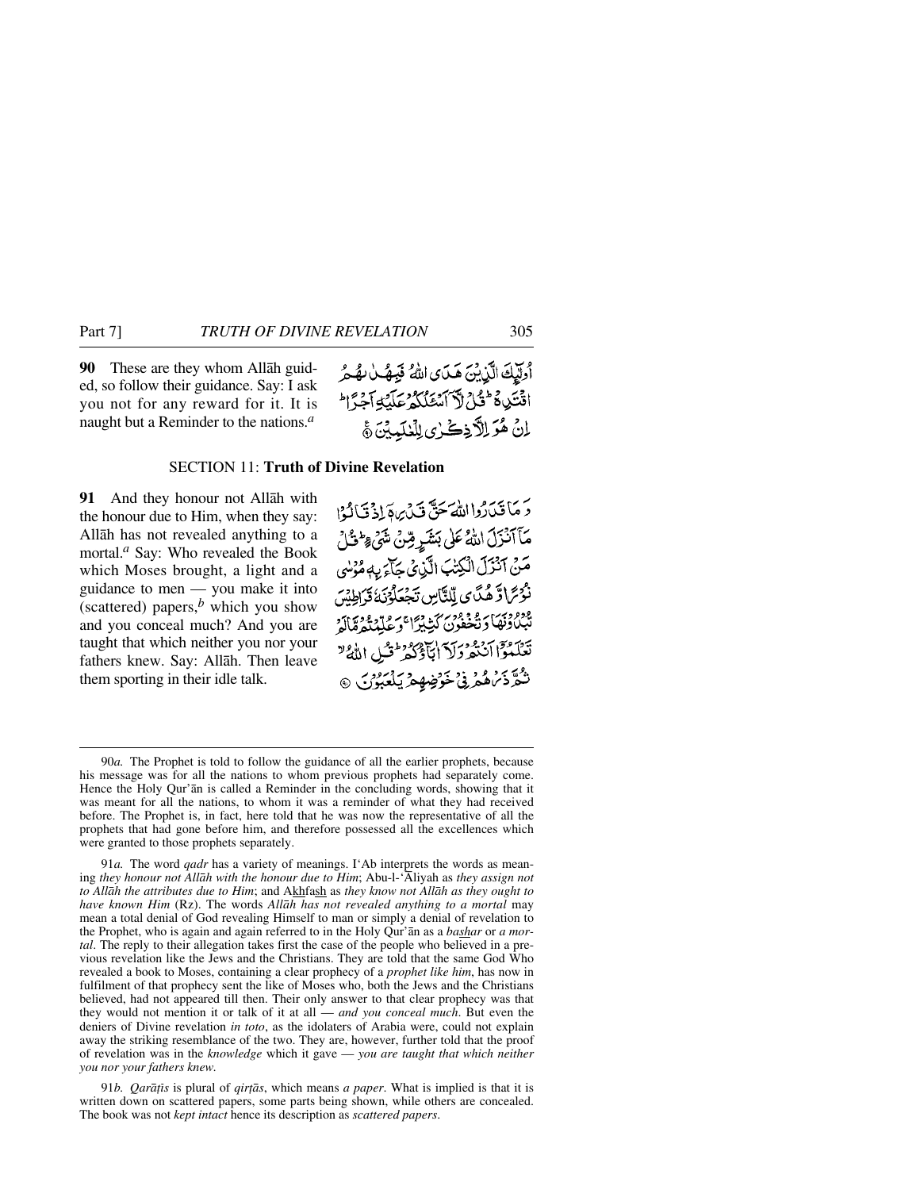**90** These are they whom Allāh guided, so follow their guidance. Say: I ask you not for any reward for it. It is naught but a Reminder to the nations.[a]

أُولٰٓئِكَ الَّذِيْنَ هَدَى اللّٰهُ فَبِهُدٰىهُمُ اقْتَدِهْ ۭ قُلْ لَّآ اَسْـَٔلُكُمْ عَلَيْهِ اَجْرًا ۭ اِنْ هُوَ اِلَّا ذِكْرٰى لِلْعٰلَمِيْنَ ۝

## SECTION 11: Truth of Divine Revelation

**91** And they honour not Allāh with the honour due to Him, when they say: Allāh has not revealed anything to a mortal.[a] Say: Who revealed the Book which Moses brought, a light and a guidance to men — you make it into (scattered) papers,[b] which you show and you conceal much? And you are taught that which neither you nor your fathers knew. Say: Allāh. Then leave them sporting in their idle talk.

وَمَا قَدَرُوا اللّٰهَ حَقَّ قَدْرِهٖٓ اِذْ قَالُوْا مَآ اَنْزَلَ اللّٰهُ عَلٰي بَشَرٍ مِّنْ شَيْءٍ ۭ قُلْ مَنْ اَنْزَلَ الْكِتٰبَ الَّذِيْ جَاۗءَ بِهٖ مُوْسٰي نُوْرًا وَّهُدًى لِّلنَّاسِ تَجْعَلُوْنَهٗ قَرَاطِيْسَ تُبْدُوْنَهَا وَتُخْفُوْنَ كَثِيْرًا ۚ وَعُلِّمْتُمْ مَّا لَمْ تَعْلَمُوْٓا اَنْتُمْ وَلَآ اٰبَاۗؤُكُمْ ۭ قُلِ اللّٰهُ ۙ ثُمَّ ذَرْهُمْ فِيْ خَوْضِهِمْ يَلْعَبُوْنَ ۝

---

90*a.* The Prophet is told to follow the guidance of all the earlier prophets, because his message was for all the nations to whom previous prophets had separately come. Hence the Holy Qur'ān is called a Reminder in the concluding words, showing that it was meant for all the nations, to whom it was a reminder of what they had received before. The Prophet is, in fact, here told that he was now the representative of all the prophets that had gone before him, and therefore possessed all the excellences which were granted to those prophets separately.

91*a.* The word *qadr* has a variety of meanings. I'Ab interprets the words as meaning *they honour not Allāh with the honour due to Him*; Abu-l-'Āliyah as *they assign not to Allāh the attributes due to Him*; and Akhfash as *they know not Allāh as they ought to have known Him* (Rz). The words *Allāh has not revealed anything to a mortal* may mean a total denial of God revealing Himself to man or simply a denial of revelation to the Prophet, who is again and again referred to in the Holy Qur'ān as a *bashar* or *a mortal*. The reply to their allegation takes first the case of the people who believed in a previous revelation like the Jews and the Christians. They are told that the same God Who revealed a book to Moses, containing a clear prophecy of a *prophet like him*, has now in fulfilment of that prophecy sent the like of Moses who, both the Jews and the Christians believed, had not appeared till then. Their only answer to that clear prophecy was that they would not mention it or talk of it at all — *and you conceal much*. But even the deniers of Divine revelation *in toto*, as the idolaters of Arabia were, could not explain away the striking resemblance of the two. They are, however, further told that the proof of revelation was in the *knowledge* which it gave — *you are taught that which neither you nor your fathers knew*.

91*b.* *Qarāṭīs* is plural of *qirṭās*, which means *a paper*. What is implied is that it is written down on scattered papers, some parts being shown, while others are concealed. The book was not *kept intact* hence its description as *scattered papers*.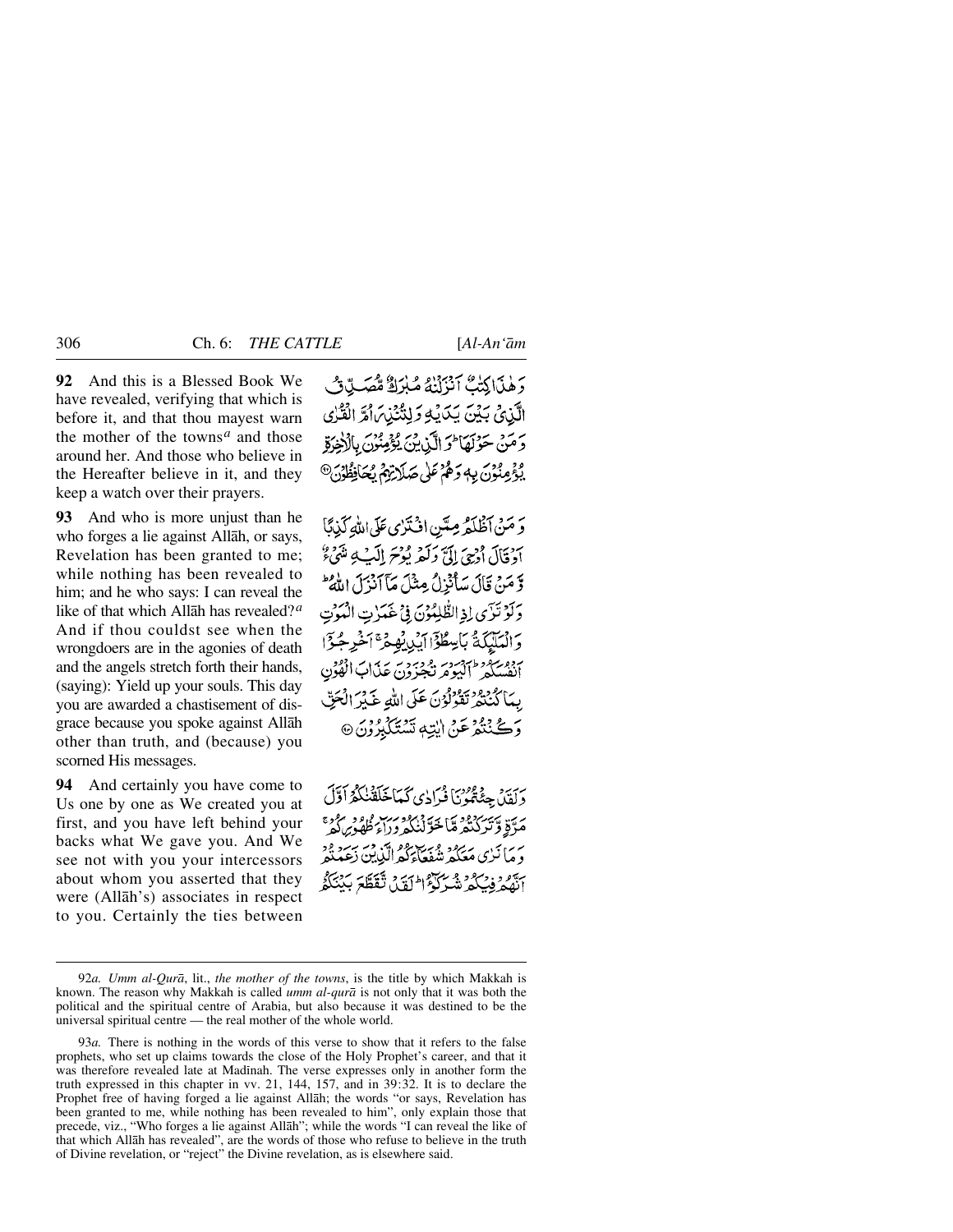**92** And this is a Blessed Book We have revealed, verifying that which is before it, and that thou mayest warn the mother of the towns[a] and those around her. And those who believe in the Hereafter believe in it, and they keep a watch over their prayers.

وَ هٰذَا كِتٰبٌ اَنۡزَلۡنٰهُ مُبٰرَكٌ مُّصَدِّقُ الَّذِیۡ بَیۡنَ یَدَیۡهِ وَ لِتُنۡذِرَ اُمَّ الۡقُرٰی وَ مَنۡ حَوۡلَهَا ؕ وَ الَّذِیۡنَ یُؤۡمِنُوۡنَ بِالۡاٰخِرَۃِ یُؤۡمِنُوۡنَ بِهٖ وَ هُمۡ عَلٰی صَلَاتِهِمۡ یُحَافِظُوۡنَ ﴿۹۲﴾

**93** And who is more unjust than he who forges a lie against Allāh, or says, Revelation has been granted to me; while nothing has been revealed to him; and he who says: I can reveal the like of that which Allāh has revealed?[a] And if thou couldst see when the wrongdoers are in the agonies of death and the angels stretch forth their hands, (saying): Yield up your souls. This day you are awarded a chastisement of disgrace because you spoke against Allāh other than truth, and (because) you scorned His messages.

وَ مَنۡ اَظۡلَمُ مِمَّنِ افۡتَرٰی عَلَی اللّٰهِ کَذِبًا اَوۡ قَالَ اُوۡحِیَ اِلَیَّ وَ لَمۡ یُوۡحَ اِلَیۡهِ شَیۡءٌ وَّ مَنۡ قَالَ سَاُنۡزِلُ مِثۡلَ مَاۤ اَنۡزَلَ اللّٰهُ ؕ وَ لَوۡ تَرٰۤی اِذِ الظّٰلِمُوۡنَ فِیۡ غَمَرٰتِ الۡمَوۡتِ وَ الۡمَلٰٓئِکَۃُ بَاسِطُوۡۤا اَیۡدِیۡهِمۡ ۚ اَخۡرِجُوۡۤا اَنۡفُسَکُمۡ ؕ اَلۡیَوۡمَ تُجۡزَوۡنَ عَذَابَ الۡهُوۡنِ بِمَا کُنۡتُمۡ تَقُوۡلُوۡنَ عَلَی اللّٰهِ غَیۡرَ الۡحَقِّ وَ کُنۡتُمۡ عَنۡ اٰیٰتِهٖ تَسۡتَکۡبِرُوۡنَ ﴿۹۳﴾

**94** And certainly you have come to Us one by one as We created you at first, and you have left behind your backs what We gave you. And We see not with you your intercessors about whom you asserted that they were (Allāh's) associates in respect to you. Certainly the ties between

وَ لَقَدۡ جِئۡتُمُوۡنَا فُرَادٰی کَمَا خَلَقۡنٰکُمۡ اَوَّلَ مَرَّۃٍ وَّ تَرَکۡتُمۡ مَّا خَوَّلۡنٰکُمۡ وَرَآءَ ظُهُوۡرِکُمۡ ۚ وَ مَا نَرٰی مَعَکُمۡ شُفَعَآءَکُمُ الَّذِیۡنَ زَعَمۡتُمۡ اَنَّهُمۡ فِیۡکُمۡ شُرَکٰٓؤُا ؕ لَقَدۡ تَّقَطَّعَ بَیۡنَکُمۡ

---

92*a*. *Umm al-Qurā*, lit., *the mother of the towns*, is the title by which Makkah is known. The reason why Makkah is called *umm al-qurā* is not only that it was both the political and the spiritual centre of Arabia, but also because it was destined to be the universal spiritual centre — the real mother of the whole world.

93*a*. There is nothing in the words of this verse to show that it refers to the false prophets, who set up claims towards the close of the Holy Prophet's career, and that it was therefore revealed late at Madīnah. The verse expresses only in another form the truth expressed in this chapter in vv. 21, 144, 157, and in 39:32. It is to declare the Prophet free of having forged a lie against Allāh; the words "or says, Revelation has been granted to me, while nothing has been revealed to him", only explain those that precede, viz., "Who forges a lie against Allāh"; while the words "I can reveal the like of that which Allāh has revealed", are the words of those who refuse to believe in the truth of Divine revelation, or "reject" the Divine revelation, as is elsewhere said.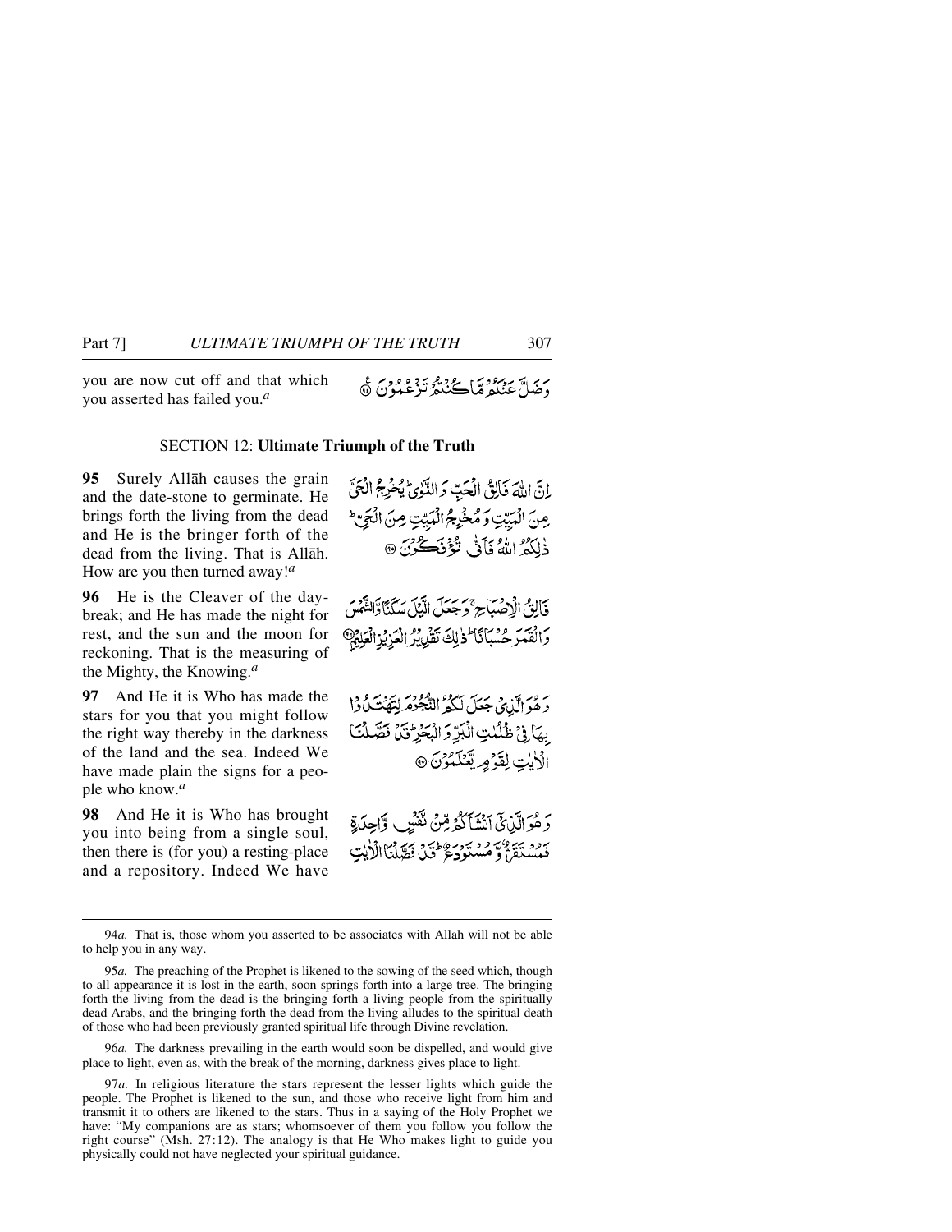you are now cut off and that which you asserted has failed you.[a]

وَضَلَّ عَنْكُمْ مَّا كُنْتُمْ تَزْعُمُوْنَ ﴿٩٤﴾

## SECTION 12: **Ultimate Triumph of the Truth**

**95** Surely Allāh causes the grain and the date-stone to germinate. He brings forth the living from the dead and He is the bringer forth of the dead from the living. That is Allāh. How are you then turned away![a]

اِنَّ اللّٰهَ فَالِقُ الْحَبِّ وَ النَّوٰى ؕ يُخْرِجُ الْحَیَّ مِنَ الْمَیِّتِ وَ مُخْرِجُ الْمَیِّتِ مِنَ الْحَیِّ ؕ ذٰلِكُمُ اللّٰهُ فَاَنّٰی تُؤْفَكُوْنَ ﴿٩٥﴾

**96** He is the Cleaver of the daybreak; and He has made the night for rest, and the sun and the moon for reckoning. That is the measuring of the Mighty, the Knowing.[a]

فَالِقُ الْاِصْبَاحِ ۚ وَ جَعَلَ الَّیْلَ سَكَنًا وَّ الشَّمْسَ وَ الْقَمَرَ حُسْبَانًا ؕ ذٰلِكَ تَقْدِیْرُ الْعَزِیْزِ الْعَلِیْمِ ﴿٩٦﴾

**97** And He it is Who has made the stars for you that you might follow the right way thereby in the darkness of the land and the sea. Indeed We have made plain the signs for a people who know.[a]

وَ هُوَ الَّذِیْ جَعَلَ لَكُمُ النُّجُوْمَ لِتَهْتَدُوْا بِهَا فِیْ ظُلُمٰتِ الْبَرِّ وَ الْبَحْرِ ؕ قَدْ فَصَّلْنَا الْاٰیٰتِ لِقَوْمٍ یَّعْلَمُوْنَ ﴿٩٧﴾

**98** And He it is Who has brought you into being from a single soul, then there is (for you) a resting-place and a repository. Indeed We have

وَ هُوَ الَّذِیْۤ اَنْشَاَكُمْ مِّنْ نَّفْسٍ وَّاحِدَةٍ فَمُسْتَقَرٌّ وَّ مُسْتَوْدَعٌ ؕ قَدْ فَصَّلْنَا الْاٰیٰتِ

---

94*a.* That is, those whom you asserted to be associates with Allāh will not be able to help you in any way.

95*a.* The preaching of the Prophet is likened to the sowing of the seed which, though to all appearance it is lost in the earth, soon springs forth into a large tree. The bringing forth the living from the dead is the bringing forth a living people from the spiritually dead Arabs, and the bringing forth the dead from the living alludes to the spiritual death of those who had been previously granted spiritual life through Divine revelation.

96*a.* The darkness prevailing in the earth would soon be dispelled, and would give place to light, even as, with the break of the morning, darkness gives place to light.

97*a.* In religious literature the stars represent the lesser lights which guide the people. The Prophet is likened to the sun, and those who receive light from him and transmit it to others are likened to the stars. Thus in a saying of the Holy Prophet we have: "My companions are as stars; whomsoever of them you follow you follow the right course" (Msh. 27:12). The analogy is that He Who makes light to guide you physically could not have neglected your spiritual guidance.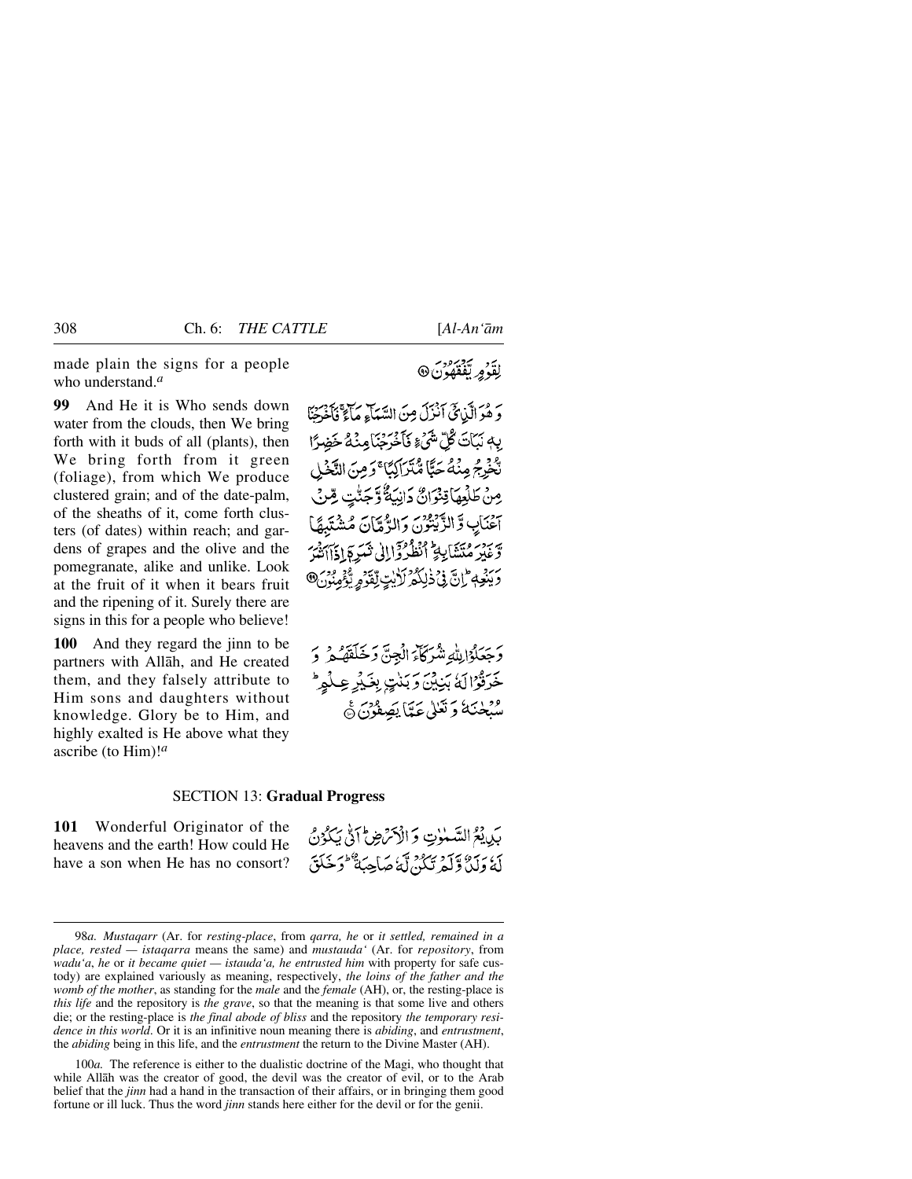made plain the signs for a people who understand.[a]

لِقَوْمٍ يَفْقَهُونَ ۝

**99** And He it is Who sends down water from the clouds, then We bring forth with it buds of all (plants), then We bring forth from it green (foliage), from which We produce clustered grain; and of the date-palm, of the sheaths of it, come forth clusters (of dates) within reach; and gardens of grapes and the olive and the pomegranate, alike and unlike. Look at the fruit of it when it bears fruit and the ripening of it. Surely there are signs in this for a people who believe!

وَهُوَ الَّذِيٓ اَنْزَلَ مِنَ السَّمَآءِ مَآءً ۚ فَاَخْرَجْنَا بِهٖ نَبَاتَ كُلِّ شَيْءٍ فَاَخْرَجْنَا مِنْهُ خَضِرًا نُّخْرِجُ مِنْهُ حَبًّا مُّتَرَاكِبًا ۚ وَمِنَ النَّخْلِ مِنْ طَلْعِهَا قِنْوَانٌ دَانِيَةٌ وَّجَنّٰتٍ مِّنْ اَعْنَابٍ وَّالزَّيْتُوْنَ وَالرُّمَّانَ مُشْتَبِهًا وَّغَيْرَ مُتَشَابِهٍ ۭ اُنْظُرُوْٓا اِلٰى ثَمَرِهٖٓ اِذَآ اَثْمَرَ وَيَنْعِهٖ ۭ اِنَّ فِيْ ذٰلِكُمْ لَاٰيٰتٍ لِّقَوْمٍ يُّؤْمِنُوْنَ ۝

**100** And they regard the jinn to be partners with Allāh, and He created them, and they falsely attribute to Him sons and daughters without knowledge. Glory be to Him, and highly exalted is He above what they ascribe (to Him)![a]

وَجَعَلُوْا لِلّٰهِ شُرَكَآءَ الْجِنَّ وَخَلَقَهُمْ وَخَرَقُوْا لَهٗ بَنِيْنَ وَبَنٰتٍۢ بِغَيْرِ عِلْمٍ ۭ سُبْحٰنَهٗ وَتَعٰلٰى عَمَّا يَصِفُوْنَ ۝

## SECTION 13: Gradual Progress

**101** Wonderful Originator of the heavens and the earth! How could He have a son when He has no consort?

بَدِيْعُ السَّمٰوٰتِ وَالْاَرْضِ ۭ اَنّٰى يَكُوْنُ لَهٗ وَلَدٌ وَّلَمْ تَكُنْ لَّهٗ صَاحِبَةٌ ۭ وَخَلَقَ

---

98*a*. *Mustaqarr* (Ar. for *resting-place*, from *qarra, he* or *it settled, remained in a place, rested — istaqarra* means the same) and *mustauda'* (Ar. for *repository*, from *wadu'a, he* or *it became quiet — istauda'a, he entrusted him* with property for safe custody) are explained variously as meaning, respectively, *the loins of the father and the womb of the mother*, as standing for the *male* and the *female* (AH), or, the resting-place is *this life* and the repository is *the grave*, so that the meaning is that some live and others die; or the resting-place is *the final abode of bliss* and the repository *the temporary residence in this world*. Or it is an infinitive noun meaning there is *abiding*, and *entrustment*, the *abiding* being in this life, and the *entrustment* the return to the Divine Master (AH).

100*a*. The reference is either to the dualistic doctrine of the Magi, who thought that while Allāh was the creator of good, the devil was the creator of evil, or to the Arab belief that the *jinn* had a hand in the transaction of their affairs, or in bringing them good fortune or ill luck. Thus the word *jinn* stands here either for the devil or for the genii.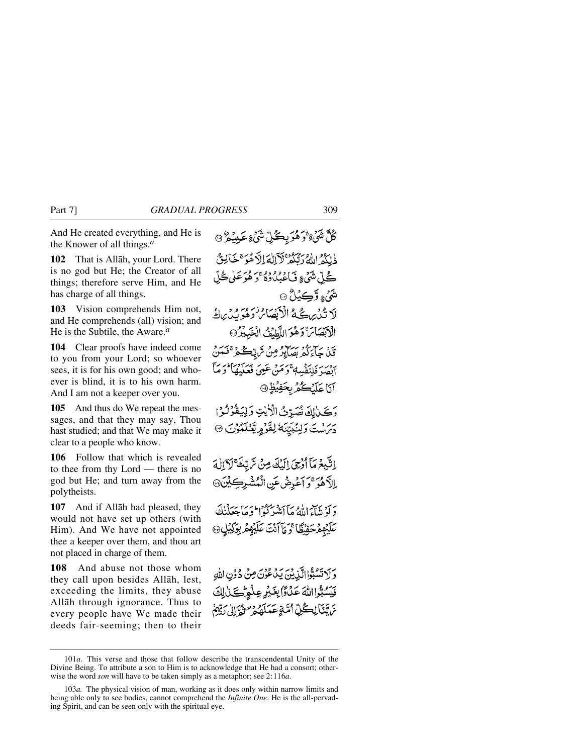And He created everything, and He is the Knower of all things.[a]

كُلَّ شَيْءٍ ۚ وَهُوَ بِكُلِّ شَيْءٍ عَلِيمٌ ﴿١٠١﴾

**102** That is Allāh, your Lord. There is no god but He; the Creator of all things; therefore serve Him, and He has charge of all things.

ذَٰلِكُمُ اللَّهُ رَبُّكُمْ ۖ لَا إِلَٰهَ إِلَّا هُوَ ۖ خَالِقُ كُلِّ شَيْءٍ فَاعْبُدُوهُ ۚ وَهُوَ عَلَىٰ كُلِّ شَيْءٍ وَكِيلٌ ﴿١٠٢﴾

**103** Vision comprehends Him not, and He comprehends (all) vision; and He is the Subtile, the Aware.[a]

لَا تُدْرِكُهُ الْأَبْصَارُ وَهُوَ يُدْرِكُ الْأَبْصَارَ ۖ وَهُوَ اللَّطِيفُ الْخَبِيرُ ﴿١٠٣﴾

**104** Clear proofs have indeed come to you from your Lord; so whoever sees, it is for his own good; and whoever is blind, it is to his own harm. And I am not a keeper over you.

قَدْ جَاءَكُمْ بَصَائِرُ مِنْ رَبِّكُمْ ۖ فَمَنْ أَبْصَرَ فَلِنَفْسِهِ ۖ وَمَنْ عَمِيَ فَعَلَيْهَا ۚ وَمَا أَنَا عَلَيْكُمْ بِحَفِيظٍ ﴿١٠٤﴾

**105** And thus do We repeat the messages, and that they may say, Thou hast studied; and that We may make it clear to a people who know.

وَكَذَٰلِكَ نُصَرِّفُ الْآيَاتِ وَلِيَقُولُوا دَرَسْتَ وَلِنُبَيِّنَهُ لِقَوْمٍ يَعْلَمُونَ ﴿١٠٥﴾

**106** Follow that which is revealed to thee from thy Lord — there is no god but He; and turn away from the polytheists.

اتَّبِعْ مَا أُوحِيَ إِلَيْكَ مِنْ رَبِّكَ ۖ لَا إِلَٰهَ إِلَّا هُوَ ۖ وَأَعْرِضْ عَنِ الْمُشْرِكِينَ ﴿١٠٦﴾

**107** And if Allāh had pleased, they would not have set up others (with Him). And We have not appointed thee a keeper over them, and thou art not placed in charge of them.

وَلَوْ شَاءَ اللَّهُ مَا أَشْرَكُوا ۗ وَمَا جَعَلْنَاكَ عَلَيْهِمْ حَفِيظًا ۖ وَمَا أَنْتَ عَلَيْهِمْ بِوَكِيلٍ ﴿١٠٧﴾

**108** And abuse not those whom they call upon besides Allāh, lest, exceeding the limits, they abuse Allāh through ignorance. Thus to every people have We made their deeds fair-seeming; then to their

وَلَا تَسُبُّوا الَّذِينَ يَدْعُونَ مِنْ دُونِ اللَّهِ فَيَسُبُّوا اللَّهَ عَدْوًا بِغَيْرِ عِلْمٍ ۗ كَذَٰلِكَ زَيَّنَّا لِكُلِّ أُمَّةٍ عَمَلَهُمْ ثُمَّ إِلَىٰ رَبِّهِمْ

---

101*a.* This verse and those that follow describe the transcendental Unity of the Divine Being. To attribute a son to Him is to acknowledge that He had a consort; otherwise the word *son* will have to be taken simply as a metaphor; see 2:116*a*.

103*a.* The physical vision of man, working as it does only within narrow limits and being able only to see bodies, cannot comprehend the *Infinite One*. He is the all-pervading Spirit, and can be seen only with the spiritual eye.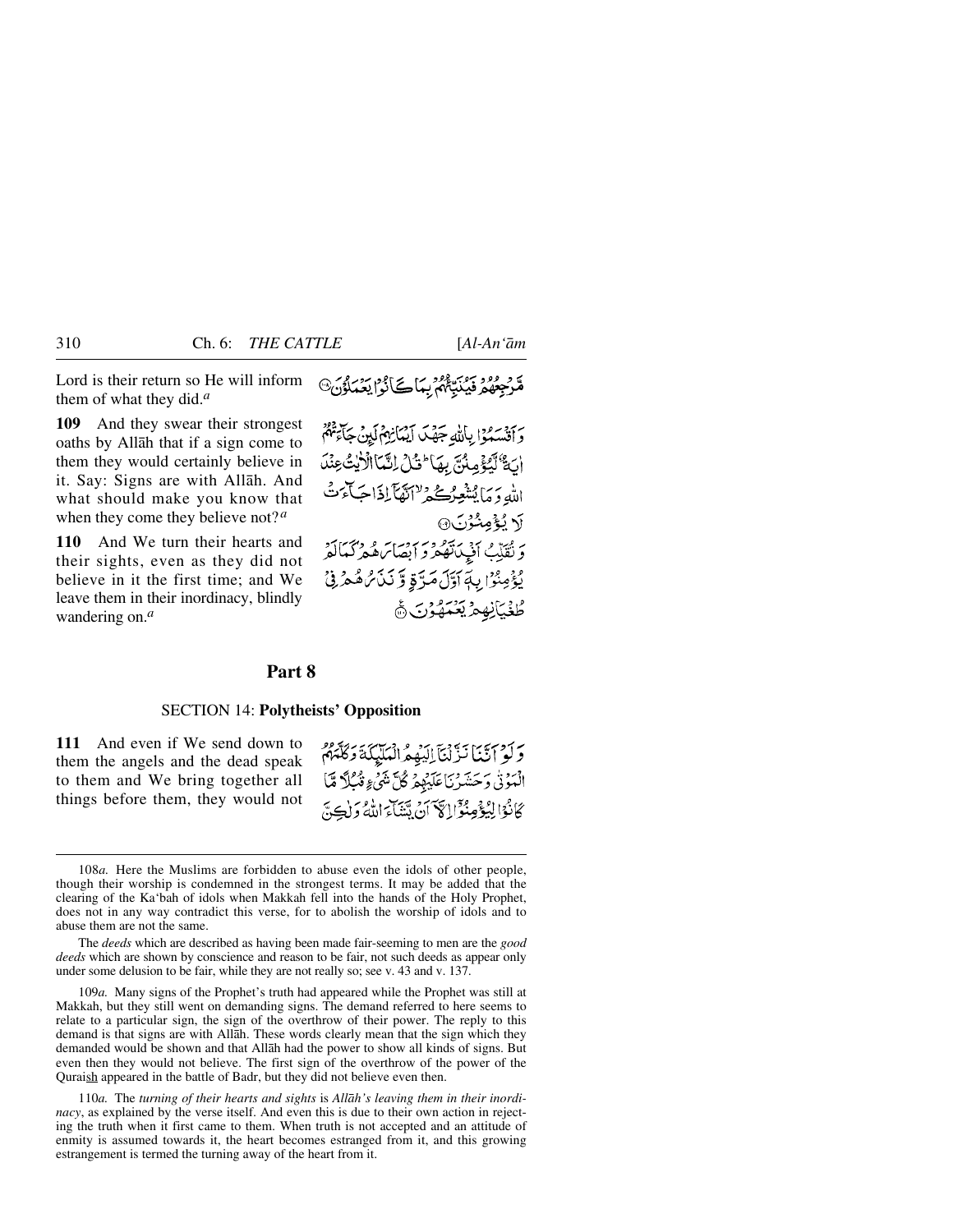Lord is their return so He will inform them of what they did.[a]

مَّرۡجِعُهُمۡ فَيُنَبِّئُهُم بِمَا كَانُواْ يَعۡمَلُونَ

**109** And they swear their strongest oaths by Allāh that if a sign come to them they would certainly believe in it. Say: Signs are with Allāh. And what should make you know that when they come they believe not?[a]

وَأَقۡسَمُواْ بِٱللَّهِ جَهۡدَ أَيۡمَٰنِهِمۡ لَئِن جَآءَتۡهُمۡ ءَايَةٌ لَّيُؤۡمِنُنَّ بِهَا ۚ قُلۡ إِنَّمَا ٱلۡأٓيَٰتُ عِندَ ٱللَّهِ ۖ وَمَا يُشۡعِرُكُمۡ أَنَّهَآ إِذَا جَآءَتۡ لَا يُؤۡمِنُونَ

**110** And We turn their hearts and their sights, even as they did not believe in it the first time; and We leave them in their inordinacy, blindly wandering on.[a]

وَنُقَلِّبُ أَفۡـِٔدَتَهُمۡ وَأَبۡصَٰرَهُمۡ كَمَا لَمۡ يُؤۡمِنُواْ بِهِۦٓ أَوَّلَ مَرَّةٖ وَنَذَرُهُمۡ فِي طُغۡيَٰنِهِمۡ يَعۡمَهُونَ

## Part 8

### SECTION 14: Polytheists' Opposition

**111** And even if We send down to them the angels and the dead speak to them and We bring together all things before them, they would not

وَلَوۡ أَنَّنَا نَزَّلۡنَآ إِلَيۡهِمُ ٱلۡمَلَٰٓئِكَةَ وَكَلَّمَهُمُ ٱلۡمَوۡتَىٰ وَحَشَرۡنَا عَلَيۡهِمۡ كُلَّ شَيۡءٖ قُبُلٗا مَّا كَانُواْ لِيُؤۡمِنُوٓاْ إِلَّآ أَن يَشَآءَ ٱللَّهُ وَلَٰكِنَّ

---

108*a.* Here the Muslims are forbidden to abuse even the idols of other people, though their worship is condemned in the strongest terms. It may be added that the clearing of the Ka'bah of idols when Makkah fell into the hands of the Holy Prophet, does not in any way contradict this verse, for to abolish the worship of idols and to abuse them are not the same.

The *deeds* which are described as having been made fair-seeming to men are the *good deeds* which are shown by conscience and reason to be fair, not such deeds as appear only under some delusion to be fair, while they are not really so; see v. 43 and v. 137.

109*a.* Many signs of the Prophet's truth had appeared while the Prophet was still at Makkah, but they still went on demanding signs. The demand referred to here seems to relate to a particular sign, the sign of the overthrow of their power. The reply to this demand is that signs are with Allāh. These words clearly mean that the sign which they demanded would be shown and that Allāh had the power to show all kinds of signs. But even then they would not believe. The first sign of the overthrow of the power of the Quraish appeared in the battle of Badr, but they did not believe even then.

110*a.* The *turning of their hearts and sights* is *Allāh's leaving them in their inordinacy*, as explained by the verse itself. And even this is due to their own action in rejecting the truth when it first came to them. When truth is not accepted and an attitude of enmity is assumed towards it, the heart becomes estranged from it, and this growing estrangement is termed the turning away of the heart from it.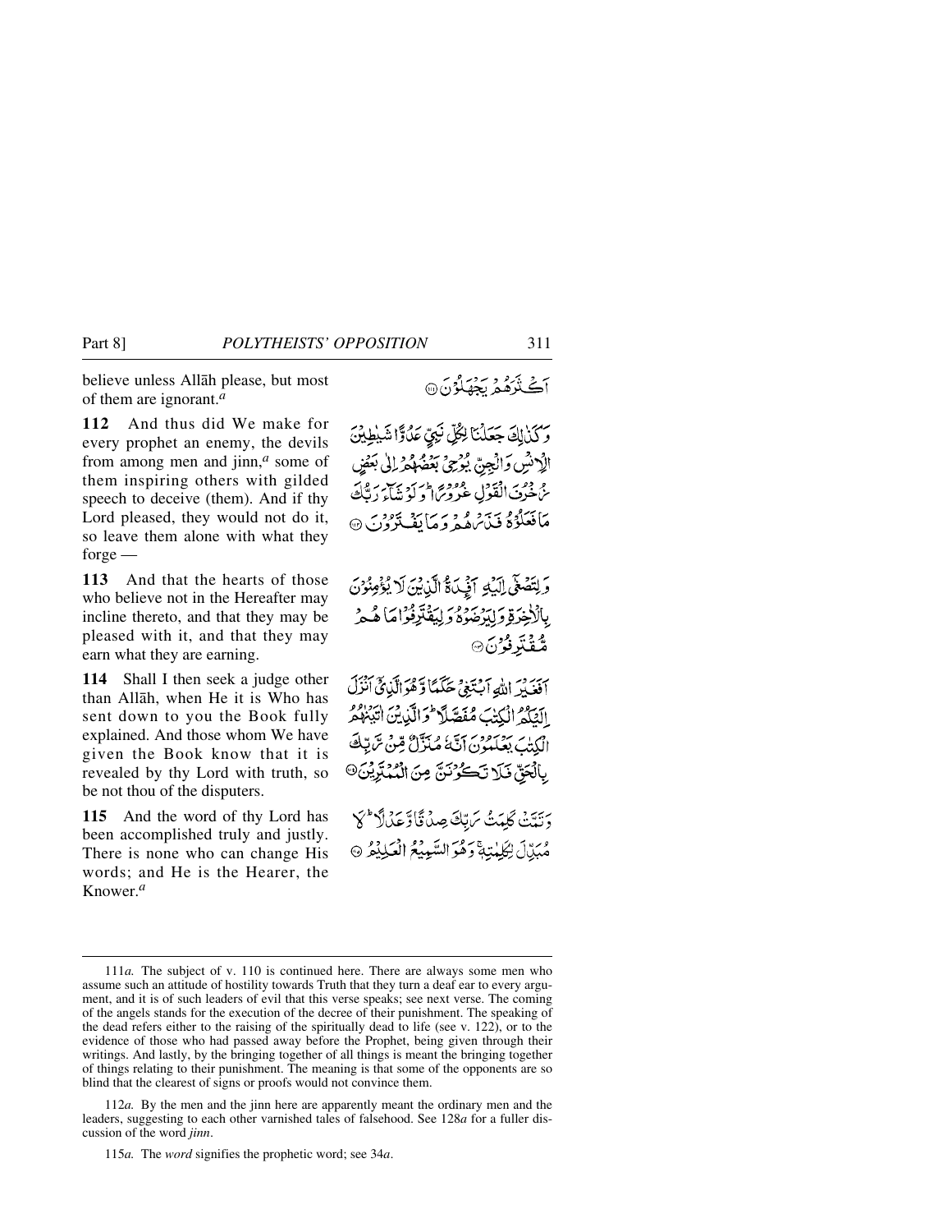believe unless Allāh please, but most of them are ignorant.[a]

اَكْثَرَهُمْ يَجْهَلُوْنَ ﴿١١١﴾

**112** And thus did We make for every prophet an enemy, the devils from among men and jinn,[a] some of them inspiring others with gilded speech to deceive (them). And if thy Lord pleased, they would not do it, so leave them alone with what they forge —

وَكَذٰلِكَ جَعَلْنَا لِكُلِّ نَبِيٍّ عَدُوًّا شَيٰطِيْنَ الْاِنْسِ وَالْجِنِّ يُوْحِيْ بَعْضُهُمْ اِلٰى بَعْضٍ زُخْرُفَ الْقَوْلِ غُرُوْرًا ۭ وَلَوْ شَاۗءَ رَبُّكَ مَا فَعَلُوْهُ فَذَرْهُمْ وَمَا يَفْتَرُوْنَ ﴿١١٢﴾

**113** And that the hearts of those who believe not in the Hereafter may incline thereto, and that they may be pleased with it, and that they may earn what they are earning.

وَلِتَصْغٰٓى اِلَيْهِ اَفْـــِٕدَةُ الَّذِيْنَ لَا يُؤْمِنُوْنَ بِالْاٰخِرَةِ وَلِيَرْضَوْهُ وَلِيَقْتَرِفُوْا مَا هُمْ مُّقْتَرِفُوْنَ ﴿١١٣﴾

**114** Shall I then seek a judge other than Allāh, when He it is Who has sent down to you the Book fully explained. And those whom We have given the Book know that it is revealed by thy Lord with truth, so be not thou of the disputers.

اَفَغَيْرَ اللّٰهِ اَبْتَغِيْ حَكَمًا وَّهُوَ الَّذِيْٓ اَنْزَلَ اِلَيْكُمُ الْكِتٰبَ مُفَصَّلًا ۭ وَالَّذِيْنَ اٰتَيْنٰهُمُ الْكِتٰبَ يَعْلَمُوْنَ اَنَّهٗ مُنَزَّلٌ مِّنْ رَّبِّكَ بِالْحَقِّ فَلَا تَكُوْنَنَّ مِنَ الْمُمْتَرِيْنَ ﴿١١٤﴾

**115** And the word of thy Lord has been accomplished truly and justly. There is none who can change His words; and He is the Hearer, the Knower.[a]

وَتَمَّتْ كَلِمَتُ رَبِّكَ صِدْقًا وَّعَدْلًا ۭ لَا مُبَدِّلَ لِكَلِمٰتِهٖ ۚ وَهُوَ السَّمِيْعُ الْعَلِيْمُ ﴿١١٥﴾

---

111*a.* The subject of v. 110 is continued here. There are always some men who assume such an attitude of hostility towards Truth that they turn a deaf ear to every argument, and it is of such leaders of evil that this verse speaks; see next verse. The coming of the angels stands for the execution of the decree of their punishment. The speaking of the dead refers either to the raising of the spiritually dead to life (see v. 122), or to the evidence of those who had passed away before the Prophet, being given through their writings. And lastly, by the bringing together of all things is meant the bringing together of things relating to their punishment. The meaning is that some of the opponents are so blind that the clearest of signs or proofs would not convince them.

112*a.* By the men and the jinn here are apparently meant the ordinary men and the leaders, suggesting to each other varnished tales of falsehood. See 128*a* for a fuller discussion of the word *jinn*.

115*a.* The *word* signifies the prophetic word; see 34*a*.